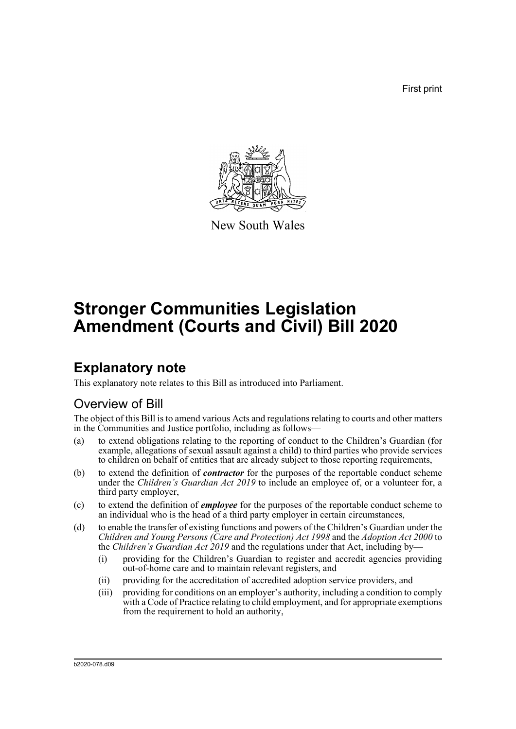First print

New South Wales

# Stronger Communities Legislation Amendment (Courts and Civil) Bill 2020

## Explanatory note

This explanatory note relates to this Bill as introduced into Parliament.

### Overview of Bill

The object of this Bill is to amend various Acts and regulations relating to courts and other matters in the Communities and Justice portfolio, including as follows—

(a) to extend obligations relating to the reporting of conduct to the Children's Guardian (for example, allegations of sexual assault against a child) to third parties who provide services to children on behalf of entities that are already subject to those reporting requirements,

(b) to extend the definition of ***contractor*** for the purposes of the reportable conduct scheme under the *Children's Guardian Act 2019* to include an employee of, or a volunteer for, a third party employer,

(c) to extend the definition of ***employee*** for the purposes of the reportable conduct scheme to an individual who is the head of a third party employer in certain circumstances,

(d) to enable the transfer of existing functions and powers of the Children's Guardian under the *Children and Young Persons (Care and Protection) Act 1998* and the *Adoption Act 2000* to the *Children's Guardian Act 2019* and the regulations under that Act, including by—

  (i) providing for the Children's Guardian to register and accredit agencies providing out-of-home care and to maintain relevant registers, and

  (ii) providing for the accreditation of accredited adoption service providers, and

  (iii) providing for conditions on an employer's authority, including a condition to comply with a Code of Practice relating to child employment, and for appropriate exemptions from the requirement to hold an authority,

b2020-078.d09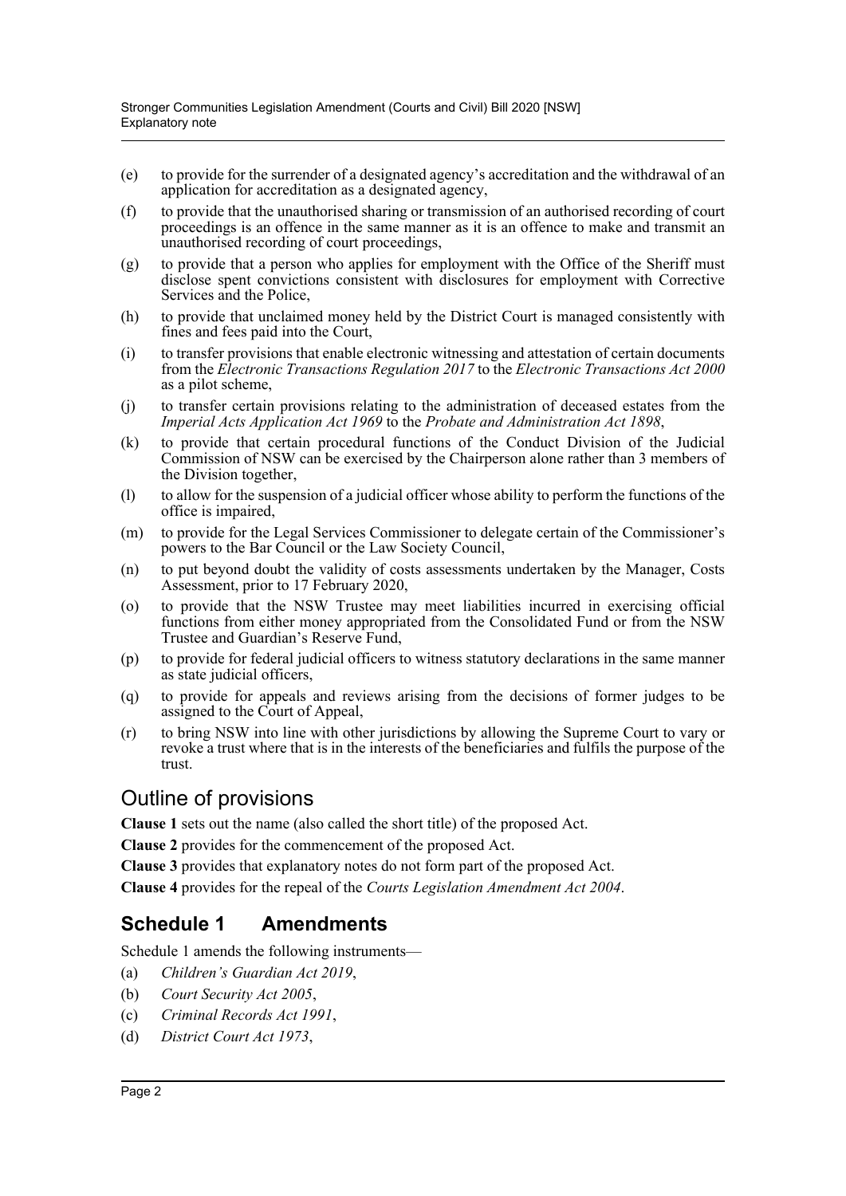(e) to provide for the surrender of a designated agency's accreditation and the withdrawal of an application for accreditation as a designated agency,

(f) to provide that the unauthorised sharing or transmission of an authorised recording of court proceedings is an offence in the same manner as it is an offence to make and transmit an unauthorised recording of court proceedings,

(g) to provide that a person who applies for employment with the Office of the Sheriff must disclose spent convictions consistent with disclosures for employment with Corrective Services and the Police,

(h) to provide that unclaimed money held by the District Court is managed consistently with fines and fees paid into the Court,

(i) to transfer provisions that enable electronic witnessing and attestation of certain documents from the *Electronic Transactions Regulation 2017* to the *Electronic Transactions Act 2000* as a pilot scheme,

(j) to transfer certain provisions relating to the administration of deceased estates from the *Imperial Acts Application Act 1969* to the *Probate and Administration Act 1898*,

(k) to provide that certain procedural functions of the Conduct Division of the Judicial Commission of NSW can be exercised by the Chairperson alone rather than 3 members of the Division together,

(l) to allow for the suspension of a judicial officer whose ability to perform the functions of the office is impaired,

(m) to provide for the Legal Services Commissioner to delegate certain of the Commissioner's powers to the Bar Council or the Law Society Council,

(n) to put beyond doubt the validity of costs assessments undertaken by the Manager, Costs Assessment, prior to 17 February 2020,

(o) to provide that the NSW Trustee may meet liabilities incurred in exercising official functions from either money appropriated from the Consolidated Fund or from the NSW Trustee and Guardian's Reserve Fund,

(p) to provide for federal judicial officers to witness statutory declarations in the same manner as state judicial officers,

(q) to provide for appeals and reviews arising from the decisions of former judges to be assigned to the Court of Appeal,

(r) to bring NSW into line with other jurisdictions by allowing the Supreme Court to vary or revoke a trust where that is in the interests of the beneficiaries and fulfils the purpose of the trust.

## Outline of provisions

**Clause 1** sets out the name (also called the short title) of the proposed Act.

**Clause 2** provides for the commencement of the proposed Act.

**Clause 3** provides that explanatory notes do not form part of the proposed Act.

**Clause 4** provides for the repeal of the *Courts Legislation Amendment Act 2004*.

## Schedule 1 Amendments

Schedule 1 amends the following instruments—

(a) *Children's Guardian Act 2019*,

(b) *Court Security Act 2005*,

(c) *Criminal Records Act 1991*,

(d) *District Court Act 1973*,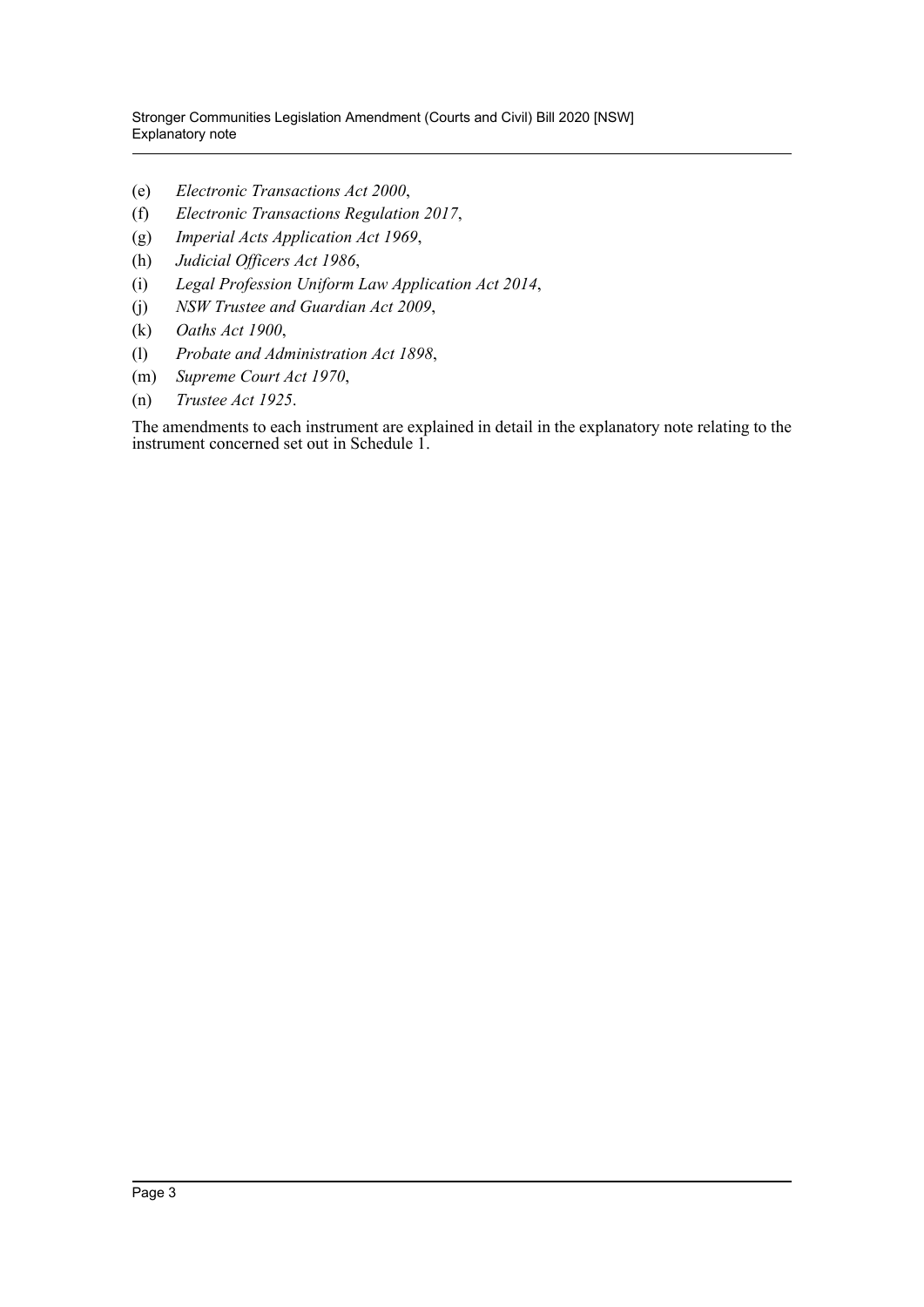(e) *Electronic Transactions Act 2000*,

(f) *Electronic Transactions Regulation 2017*,

(g) *Imperial Acts Application Act 1969*,

(h) *Judicial Officers Act 1986*,

(i) *Legal Profession Uniform Law Application Act 2014*,

(j) *NSW Trustee and Guardian Act 2009*,

(k) *Oaths Act 1900*,

(l) *Probate and Administration Act 1898*,

(m) *Supreme Court Act 1970*,

(n) *Trustee Act 1925*.

The amendments to each instrument are explained in detail in the explanatory note relating to the instrument concerned set out in Schedule 1.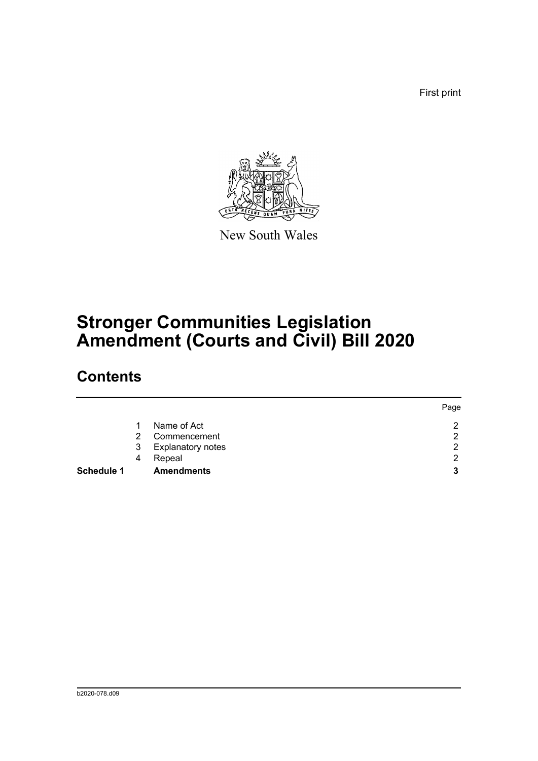First print

New South Wales

# Stronger Communities Legislation Amendment (Courts and Civil) Bill 2020

## Contents

| | | | Page |
|---|---|---|---|
| | 1 | Name of Act | 2 |
| | 2 | Commencement | 2 |
| | 3 | Explanatory notes | 2 |
| | 4 | Repeal | 2 |
| **Schedule 1** | | **Amendments** | **3** |

b2020-078.d09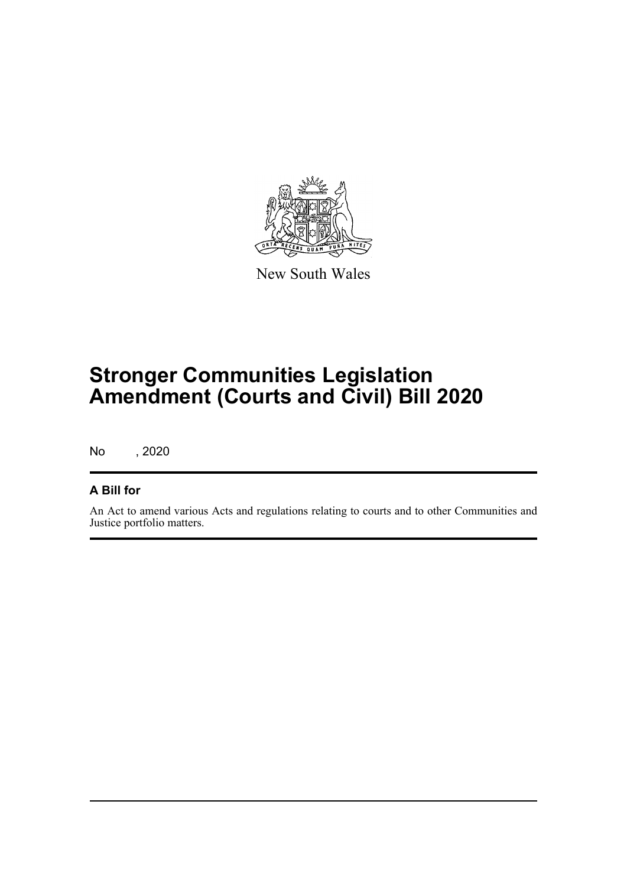New South Wales

# Stronger Communities Legislation Amendment (Courts and Civil) Bill 2020

No , 2020

## A Bill for

An Act to amend various Acts and regulations relating to courts and to other Communities and Justice portfolio matters.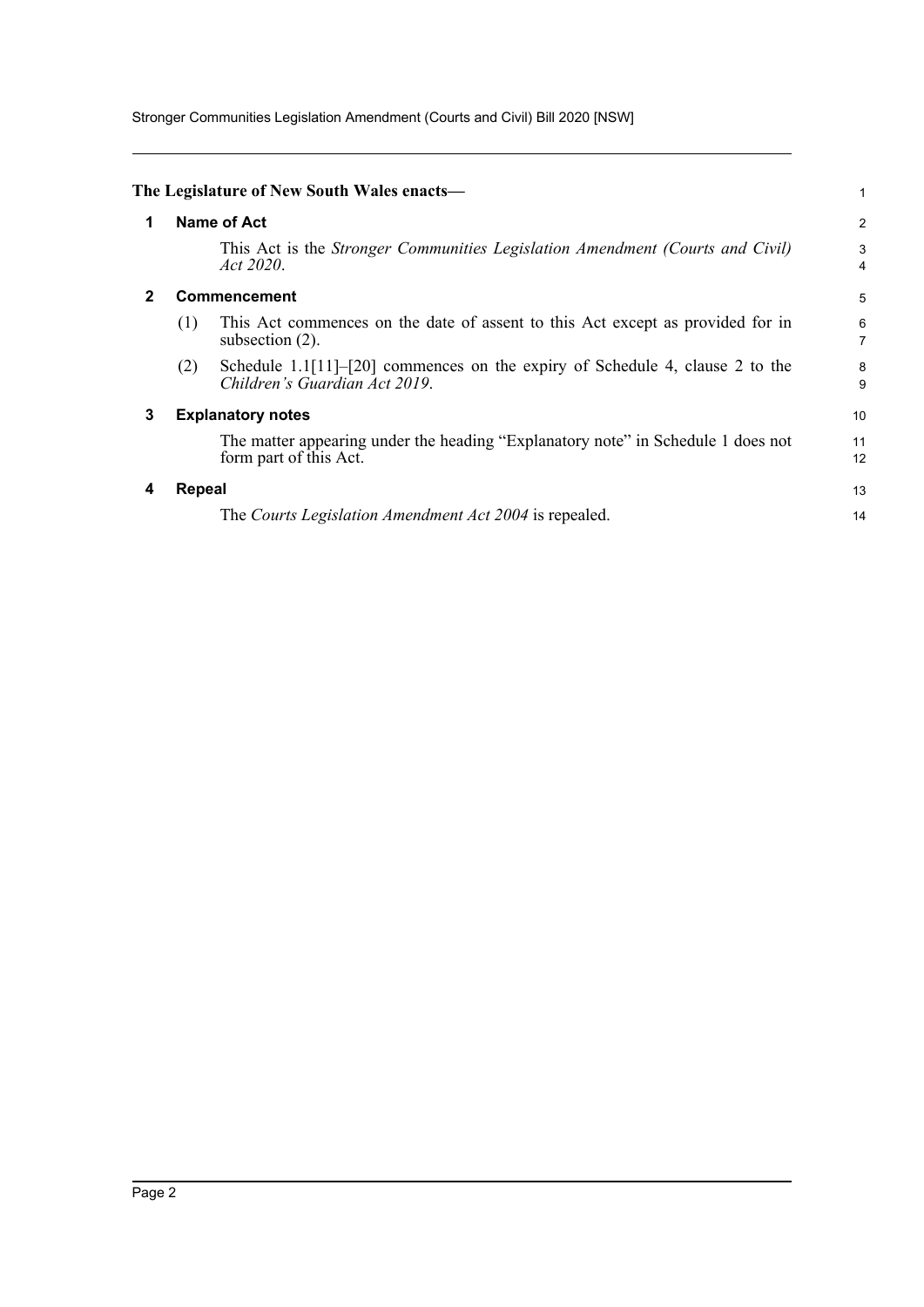**The Legislature of New South Wales enacts—**

## 1 Name of Act

This Act is the *Stronger Communities Legislation Amendment (Courts and Civil) Act 2020*.

## 2 Commencement

(1) This Act commences on the date of assent to this Act except as provided for in subsection (2).

(2) Schedule 1.1[11]–[20] commences on the expiry of Schedule 4, clause 2 to the *Children's Guardian Act 2019*.

## 3 Explanatory notes

The matter appearing under the heading "Explanatory note" in Schedule 1 does not form part of this Act.

## 4 Repeal

The *Courts Legislation Amendment Act 2004* is repealed.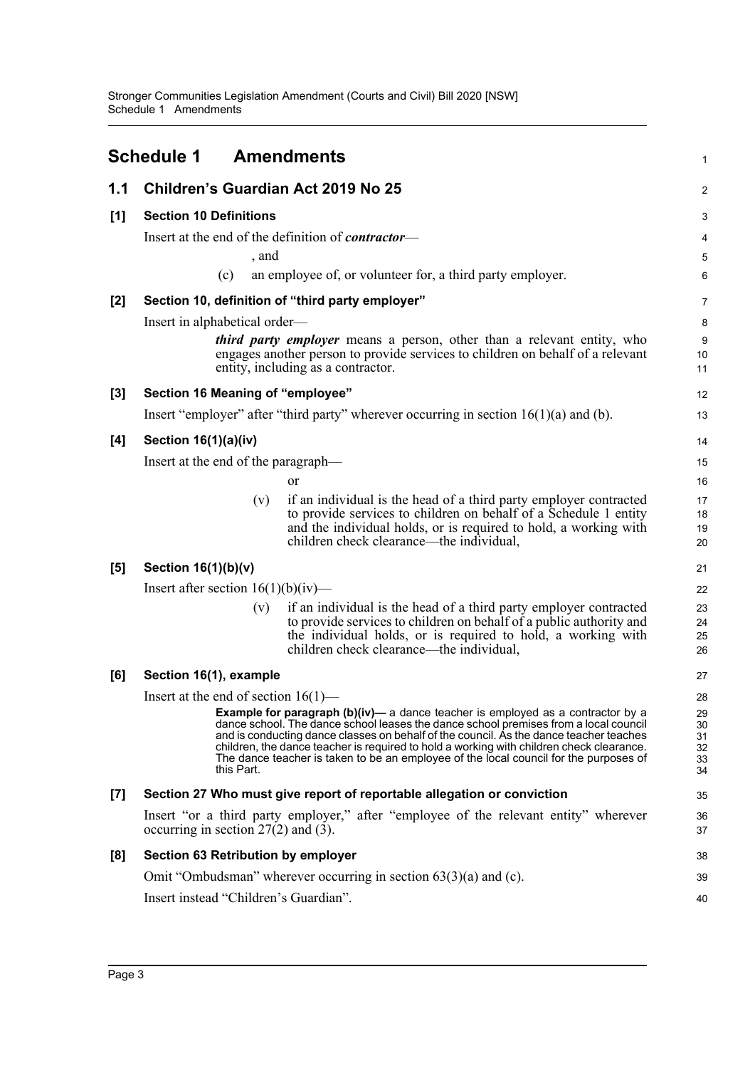# Schedule 1 Amendments

## 1.1 Children's Guardian Act 2019 No 25

### [1] Section 10 Definitions

Insert at the end of the definition of ***contractor***—

, and

(c) an employee of, or volunteer for, a third party employer.

### [2] Section 10, definition of "third party employer"

Insert in alphabetical order—

***third party employer*** means a person, other than a relevant entity, who engages another person to provide services to children on behalf of a relevant entity, including as a contractor.

### [3] Section 16 Meaning of "employee"

Insert "employer" after "third party" wherever occurring in section 16(1)(a) and (b).

### [4] Section 16(1)(a)(iv)

Insert at the end of the paragraph—

or

(v) if an individual is the head of a third party employer contracted to provide services to children on behalf of a Schedule 1 entity and the individual holds, or is required to hold, a working with children check clearance—the individual,

### [5] Section 16(1)(b)(v)

Insert after section 16(1)(b)(iv)—

(v) if an individual is the head of a third party employer contracted to provide services to children on behalf of a public authority and the individual holds, or is required to hold, a working with children check clearance—the individual,

### [6] Section 16(1), example

Insert at the end of section 16(1)—

**Example for paragraph (b)(iv)—** a dance teacher is employed as a contractor by a dance school. The dance school leases the dance school premises from a local council and is conducting dance classes on behalf of the council. As the dance teacher teaches children, the dance teacher is required to hold a working with children check clearance. The dance teacher is taken to be an employee of the local council for the purposes of this Part.

### [7] Section 27 Who must give report of reportable allegation or conviction

Insert "or a third party employer," after "employee of the relevant entity" wherever occurring in section 27(2) and (3).

### [8] Section 63 Retribution by employer

Omit "Ombudsman" wherever occurring in section 63(3)(a) and (c).

Insert instead "Children's Guardian".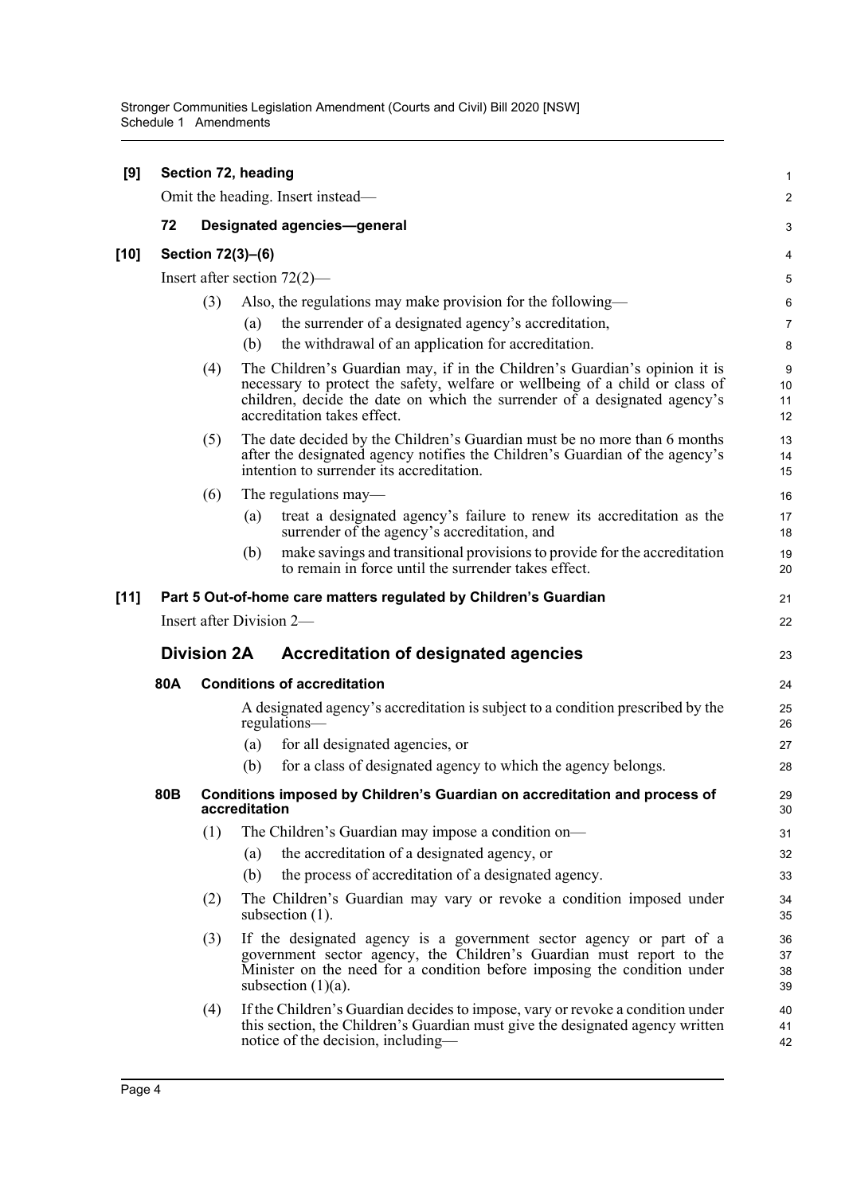**[9] Section 72, heading**

Omit the heading. Insert instead—

**72 Designated agencies—general**

**[10] Section 72(3)–(6)**

Insert after section 72(2)—

(3) Also, the regulations may make provision for the following—

(a) the surrender of a designated agency's accreditation,

(b) the withdrawal of an application for accreditation.

(4) The Children's Guardian may, if in the Children's Guardian's opinion it is necessary to protect the safety, welfare or wellbeing of a child or class of children, decide the date on which the surrender of a designated agency's accreditation takes effect.

(5) The date decided by the Children's Guardian must be no more than 6 months after the designated agency notifies the Children's Guardian of the agency's intention to surrender its accreditation.

(6) The regulations may—

(a) treat a designated agency's failure to renew its accreditation as the surrender of the agency's accreditation, and

(b) make savings and transitional provisions to provide for the accreditation to remain in force until the surrender takes effect.

**[11] Part 5 Out-of-home care matters regulated by Children's Guardian**

Insert after Division 2—

## Division 2A Accreditation of designated agencies

**80A Conditions of accreditation**

A designated agency's accreditation is subject to a condition prescribed by the regulations—

(a) for all designated agencies, or

(b) for a class of designated agency to which the agency belongs.

**80B Conditions imposed by Children's Guardian on accreditation and process of accreditation**

(1) The Children's Guardian may impose a condition on—

(a) the accreditation of a designated agency, or

(b) the process of accreditation of a designated agency.

(2) The Children's Guardian may vary or revoke a condition imposed under subsection (1).

(3) If the designated agency is a government sector agency or part of a government sector agency, the Children's Guardian must report to the Minister on the need for a condition before imposing the condition under subsection (1)(a).

(4) If the Children's Guardian decides to impose, vary or revoke a condition under this section, the Children's Guardian must give the designated agency written notice of the decision, including—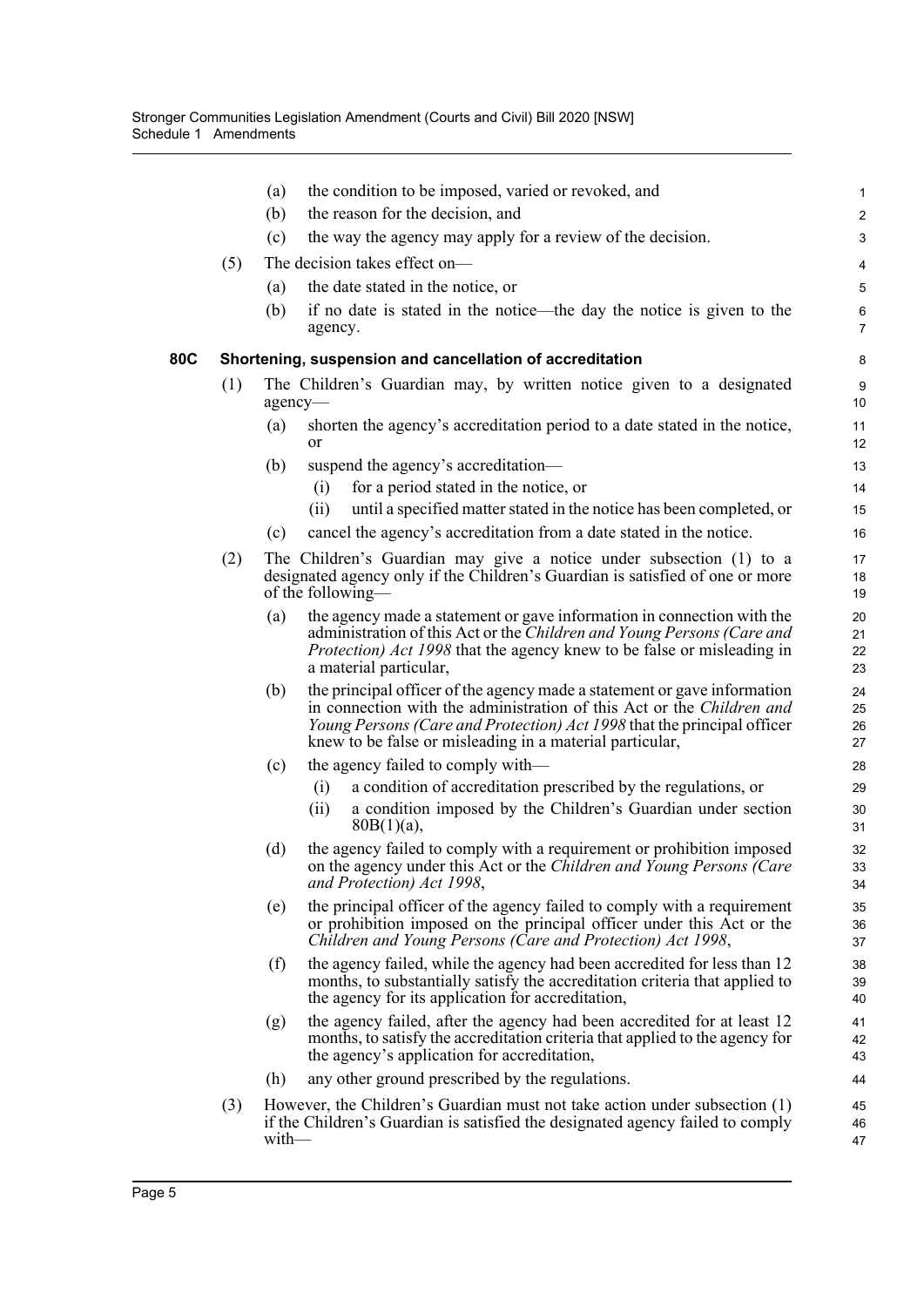(a) the condition to be imposed, varied or revoked, and

(b) the reason for the decision, and

(c) the way the agency may apply for a review of the decision.

(5) The decision takes effect on—

(a) the date stated in the notice, or

(b) if no date is stated in the notice—the day the notice is given to the agency.

**80C Shortening, suspension and cancellation of accreditation**

(1) The Children's Guardian may, by written notice given to a designated agency—

(a) shorten the agency's accreditation period to a date stated in the notice, or

(b) suspend the agency's accreditation—

(i) for a period stated in the notice, or

(ii) until a specified matter stated in the notice has been completed, or

(c) cancel the agency's accreditation from a date stated in the notice.

(2) The Children's Guardian may give a notice under subsection (1) to a designated agency only if the Children's Guardian is satisfied of one or more of the following—

(a) the agency made a statement or gave information in connection with the administration of this Act or the *Children and Young Persons (Care and Protection) Act 1998* that the agency knew to be false or misleading in a material particular,

(b) the principal officer of the agency made a statement or gave information in connection with the administration of this Act or the *Children and Young Persons (Care and Protection) Act 1998* that the principal officer knew to be false or misleading in a material particular,

(c) the agency failed to comply with—

(i) a condition of accreditation prescribed by the regulations, or

(ii) a condition imposed by the Children's Guardian under section 80B(1)(a),

(d) the agency failed to comply with a requirement or prohibition imposed on the agency under this Act or the *Children and Young Persons (Care and Protection) Act 1998*,

(e) the principal officer of the agency failed to comply with a requirement or prohibition imposed on the principal officer under this Act or the *Children and Young Persons (Care and Protection) Act 1998*,

(f) the agency failed, while the agency had been accredited for less than 12 months, to substantially satisfy the accreditation criteria that applied to the agency for its application for accreditation,

(g) the agency failed, after the agency had been accredited for at least 12 months, to satisfy the accreditation criteria that applied to the agency for the agency's application for accreditation,

(h) any other ground prescribed by the regulations.

(3) However, the Children's Guardian must not take action under subsection (1) if the Children's Guardian is satisfied the designated agency failed to comply with—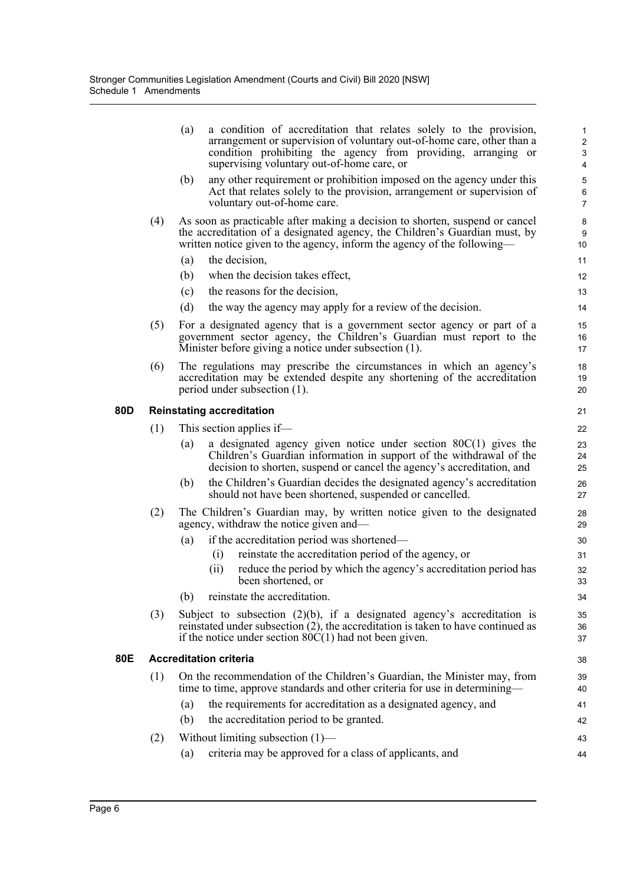(a) a condition of accreditation that relates solely to the provision, arrangement or supervision of voluntary out-of-home care, other than a condition prohibiting the agency from providing, arranging or supervising voluntary out-of-home care, or

(b) any other requirement or prohibition imposed on the agency under this Act that relates solely to the provision, arrangement or supervision of voluntary out-of-home care.

(4) As soon as practicable after making a decision to shorten, suspend or cancel the accreditation of a designated agency, the Children's Guardian must, by written notice given to the agency, inform the agency of the following—

(a) the decision,

(b) when the decision takes effect,

(c) the reasons for the decision,

(d) the way the agency may apply for a review of the decision.

(5) For a designated agency that is a government sector agency or part of a government sector agency, the Children's Guardian must report to the Minister before giving a notice under subsection (1).

(6) The regulations may prescribe the circumstances in which an agency's accreditation may be extended despite any shortening of the accreditation period under subsection (1).

**80D Reinstating accreditation**

(1) This section applies if—

(a) a designated agency given notice under section 80C(1) gives the Children's Guardian information in support of the withdrawal of the decision to shorten, suspend or cancel the agency's accreditation, and

(b) the Children's Guardian decides the designated agency's accreditation should not have been shortened, suspended or cancelled.

(2) The Children's Guardian may, by written notice given to the designated agency, withdraw the notice given and—

(a) if the accreditation period was shortened—

(i) reinstate the accreditation period of the agency, or

(ii) reduce the period by which the agency's accreditation period has been shortened, or

(b) reinstate the accreditation.

(3) Subject to subsection (2)(b), if a designated agency's accreditation is reinstated under subsection (2), the accreditation is taken to have continued as if the notice under section 80C(1) had not been given.

**80E Accreditation criteria**

(1) On the recommendation of the Children's Guardian, the Minister may, from time to time, approve standards and other criteria for use in determining—

(a) the requirements for accreditation as a designated agency, and

(b) the accreditation period to be granted.

(2) Without limiting subsection (1)—

(a) criteria may be approved for a class of applicants, and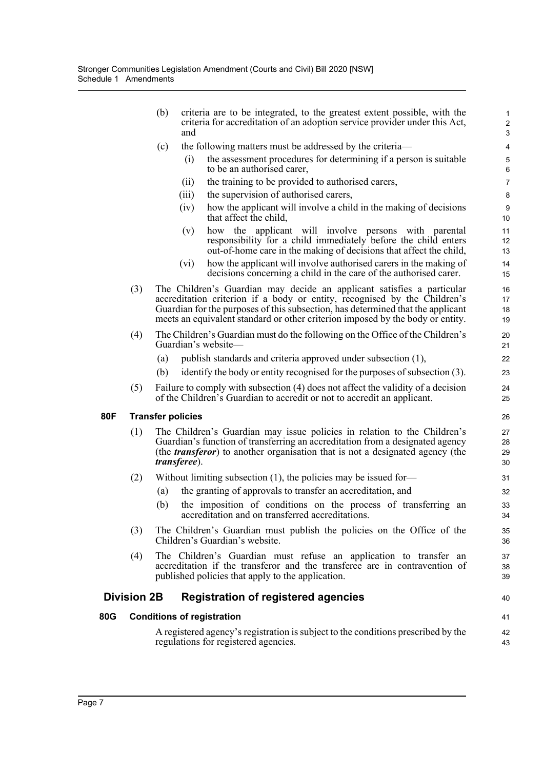(b) criteria are to be integrated, to the greatest extent possible, with the criteria for accreditation of an adoption service provider under this Act, and

(c) the following matters must be addressed by the criteria—

(i) the assessment procedures for determining if a person is suitable to be an authorised carer,

(ii) the training to be provided to authorised carers,

(iii) the supervision of authorised carers,

(iv) how the applicant will involve a child in the making of decisions that affect the child,

(v) how the applicant will involve persons with parental responsibility for a child immediately before the child enters out-of-home care in the making of decisions that affect the child,

(vi) how the applicant will involve authorised carers in the making of decisions concerning a child in the care of the authorised carer.

(3) The Children's Guardian may decide an applicant satisfies a particular accreditation criterion if a body or entity, recognised by the Children's Guardian for the purposes of this subsection, has determined that the applicant meets an equivalent standard or other criterion imposed by the body or entity.

(4) The Children's Guardian must do the following on the Office of the Children's Guardian's website—

(a) publish standards and criteria approved under subsection (1),

(b) identify the body or entity recognised for the purposes of subsection (3).

(5) Failure to comply with subsection (4) does not affect the validity of a decision of the Children's Guardian to accredit or not to accredit an applicant.

**80F Transfer policies**

(1) The Children's Guardian may issue policies in relation to the Children's Guardian's function of transferring an accreditation from a designated agency (the ***transferor***) to another organisation that is not a designated agency (the ***transferee***).

(2) Without limiting subsection (1), the policies may be issued for—

(a) the granting of approvals to transfer an accreditation, and

(b) the imposition of conditions on the process of transferring an accreditation and on transferred accreditations.

(3) The Children's Guardian must publish the policies on the Office of the Children's Guardian's website.

(4) The Children's Guardian must refuse an application to transfer an accreditation if the transferor and the transferee are in contravention of published policies that apply to the application.

## Division 2B Registration of registered agencies

**80G Conditions of registration**

A registered agency's registration is subject to the conditions prescribed by the regulations for registered agencies.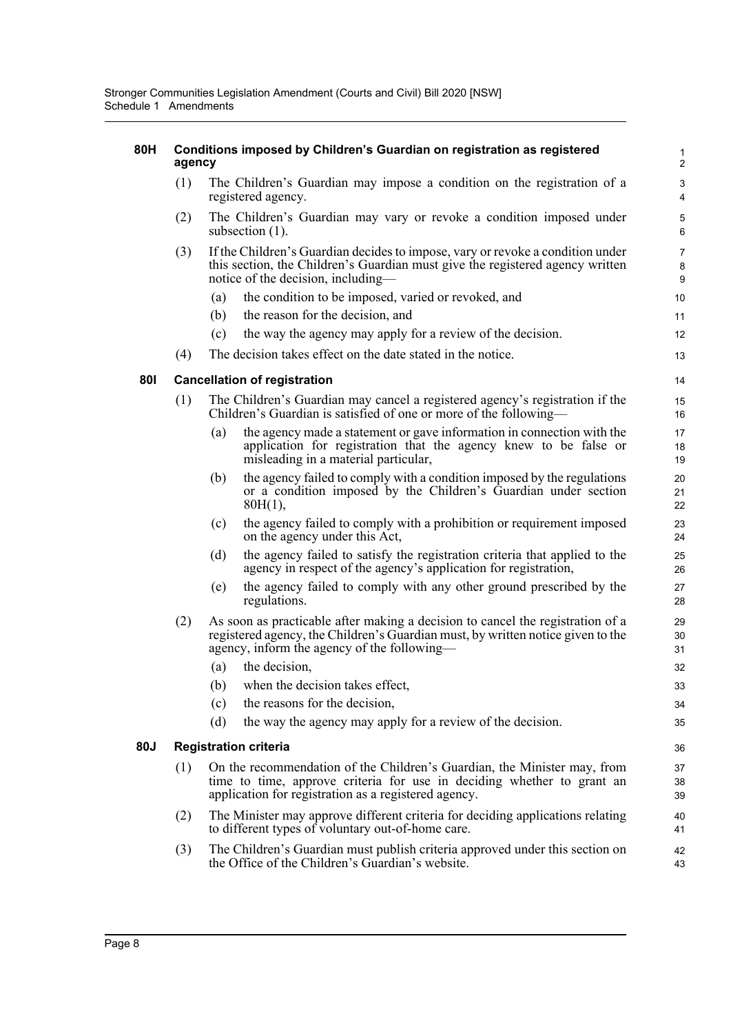**80H Conditions imposed by Children's Guardian on registration as registered agency**

(1) The Children's Guardian may impose a condition on the registration of a registered agency.

(2) The Children's Guardian may vary or revoke a condition imposed under subsection (1).

(3) If the Children's Guardian decides to impose, vary or revoke a condition under this section, the Children's Guardian must give the registered agency written notice of the decision, including—

(a) the condition to be imposed, varied or revoked, and

(b) the reason for the decision, and

(c) the way the agency may apply for a review of the decision.

(4) The decision takes effect on the date stated in the notice.

**80I Cancellation of registration**

(1) The Children's Guardian may cancel a registered agency's registration if the Children's Guardian is satisfied of one or more of the following—

(a) the agency made a statement or gave information in connection with the application for registration that the agency knew to be false or misleading in a material particular,

(b) the agency failed to comply with a condition imposed by the regulations or a condition imposed by the Children's Guardian under section 80H(1),

(c) the agency failed to comply with a prohibition or requirement imposed on the agency under this Act,

(d) the agency failed to satisfy the registration criteria that applied to the agency in respect of the agency's application for registration,

(e) the agency failed to comply with any other ground prescribed by the regulations.

(2) As soon as practicable after making a decision to cancel the registration of a registered agency, the Children's Guardian must, by written notice given to the agency, inform the agency of the following—

(a) the decision,

(b) when the decision takes effect,

(c) the reasons for the decision,

(d) the way the agency may apply for a review of the decision.

**80J Registration criteria**

(1) On the recommendation of the Children's Guardian, the Minister may, from time to time, approve criteria for use in deciding whether to grant an application for registration as a registered agency.

(2) The Minister may approve different criteria for deciding applications relating to different types of voluntary out-of-home care.

(3) The Children's Guardian must publish criteria approved under this section on the Office of the Children's Guardian's website.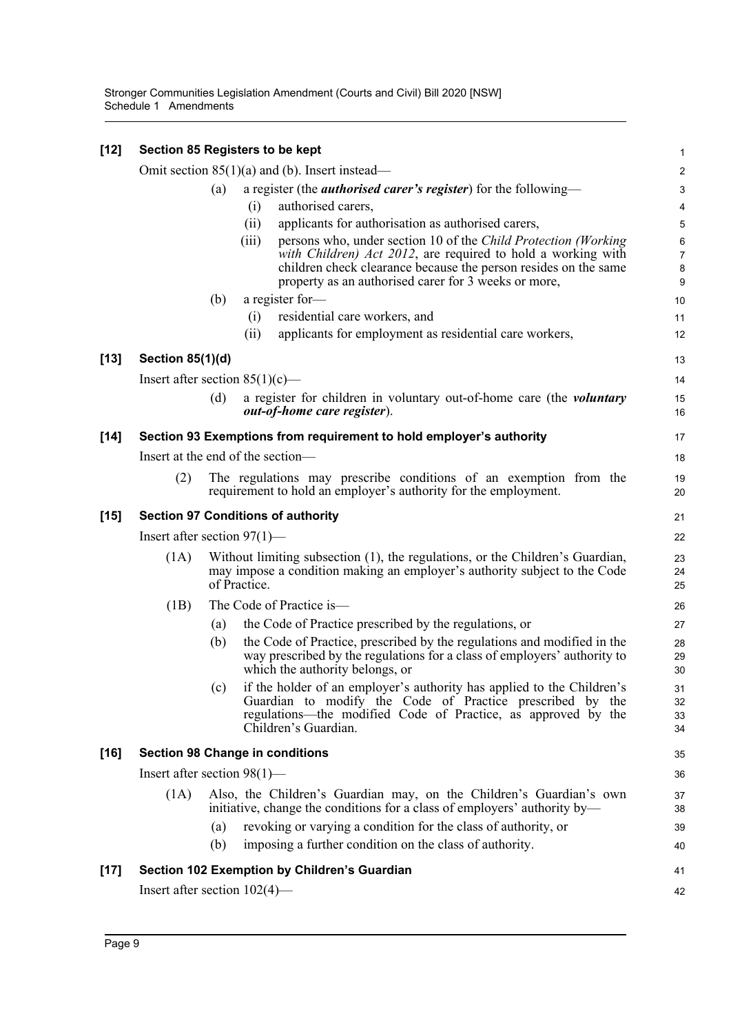**[12] Section 85 Registers to be kept**

Omit section 85(1)(a) and (b). Insert instead—

(a) a register (the ***authorised carer's register***) for the following—

(i) authorised carers,

(ii) applicants for authorisation as authorised carers,

(iii) persons who, under section 10 of the *Child Protection (Working with Children) Act 2012*, are required to hold a working with children check clearance because the person resides on the same property as an authorised carer for 3 weeks or more,

(b) a register for—

(i) residential care workers, and

(ii) applicants for employment as residential care workers,

**[13] Section 85(1)(d)**

Insert after section 85(1)(c)—

(d) a register for children in voluntary out-of-home care (the ***voluntary out-of-home care register***).

**[14] Section 93 Exemptions from requirement to hold employer's authority**

Insert at the end of the section—

(2) The regulations may prescribe conditions of an exemption from the requirement to hold an employer's authority for the employment.

**[15] Section 97 Conditions of authority**

Insert after section 97(1)—

(1A) Without limiting subsection (1), the regulations, or the Children's Guardian, may impose a condition making an employer's authority subject to the Code of Practice.

(1B) The Code of Practice is—

(a) the Code of Practice prescribed by the regulations, or

(b) the Code of Practice, prescribed by the regulations and modified in the way prescribed by the regulations for a class of employers' authority to which the authority belongs, or

(c) if the holder of an employer's authority has applied to the Children's Guardian to modify the Code of Practice prescribed by the regulations—the modified Code of Practice, as approved by the Children's Guardian.

**[16] Section 98 Change in conditions**

Insert after section 98(1)—

(1A) Also, the Children's Guardian may, on the Children's Guardian's own initiative, change the conditions for a class of employers' authority by—

(a) revoking or varying a condition for the class of authority, or

(b) imposing a further condition on the class of authority.

**[17] Section 102 Exemption by Children's Guardian**

Insert after section 102(4)—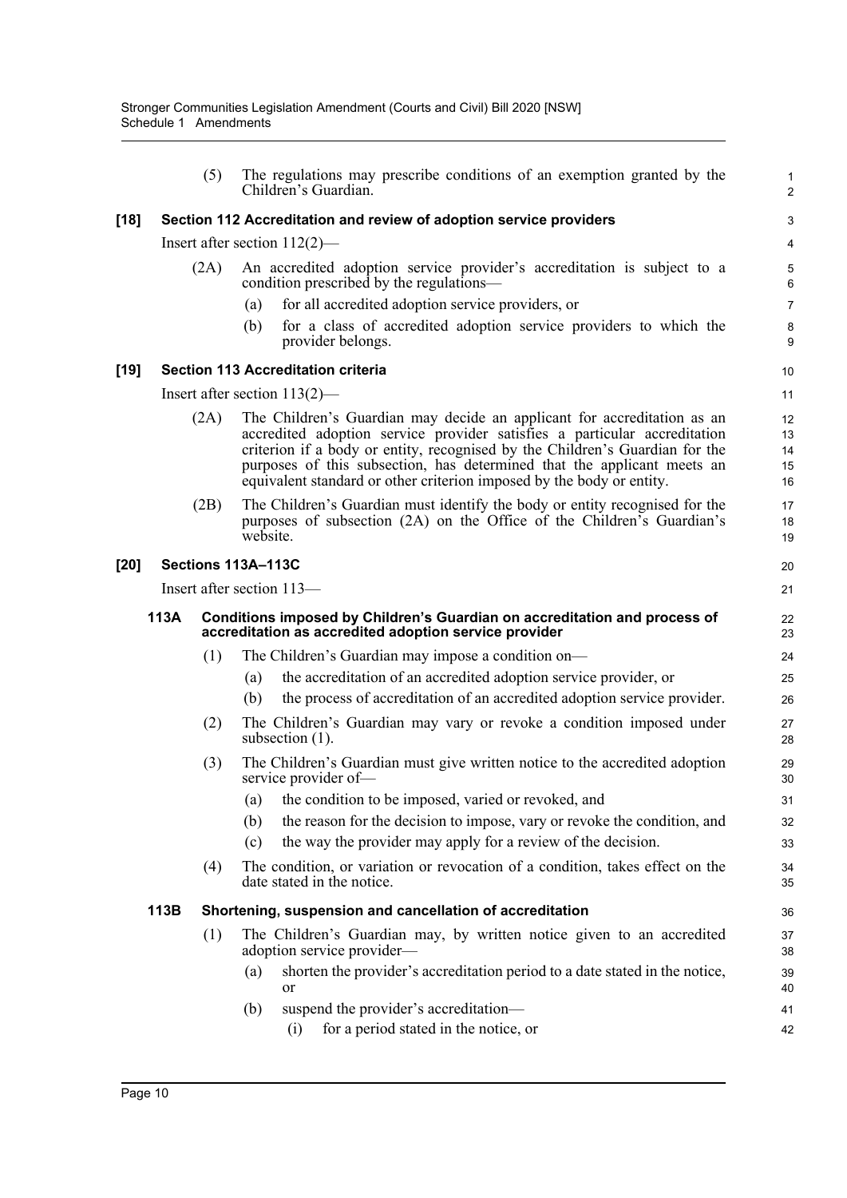(5) The regulations may prescribe conditions of an exemption granted by the Children's Guardian.

### [18] Section 112 Accreditation and review of adoption service providers

Insert after section 112(2)—

(2A) An accredited adoption service provider's accreditation is subject to a condition prescribed by the regulations—

(a) for all accredited adoption service providers, or

(b) for a class of accredited adoption service providers to which the provider belongs.

### [19] Section 113 Accreditation criteria

Insert after section 113(2)—

(2A) The Children's Guardian may decide an applicant for accreditation as an accredited adoption service provider satisfies a particular accreditation criterion if a body or entity, recognised by the Children's Guardian for the purposes of this subsection, has determined that the applicant meets an equivalent standard or other criterion imposed by the body or entity.

(2B) The Children's Guardian must identify the body or entity recognised for the purposes of subsection (2A) on the Office of the Children's Guardian's website.

### [20] Sections 113A–113C

Insert after section 113—

#### 113A Conditions imposed by Children's Guardian on accreditation and process of accreditation as accredited adoption service provider

(1) The Children's Guardian may impose a condition on—

(a) the accreditation of an accredited adoption service provider, or

(b) the process of accreditation of an accredited adoption service provider.

(2) The Children's Guardian may vary or revoke a condition imposed under subsection (1).

(3) The Children's Guardian must give written notice to the accredited adoption service provider of—

(a) the condition to be imposed, varied or revoked, and

(b) the reason for the decision to impose, vary or revoke the condition, and

(c) the way the provider may apply for a review of the decision.

(4) The condition, or variation or revocation of a condition, takes effect on the date stated in the notice.

#### 113B Shortening, suspension and cancellation of accreditation

(1) The Children's Guardian may, by written notice given to an accredited adoption service provider—

(a) shorten the provider's accreditation period to a date stated in the notice, or

(b) suspend the provider's accreditation—

(i) for a period stated in the notice, or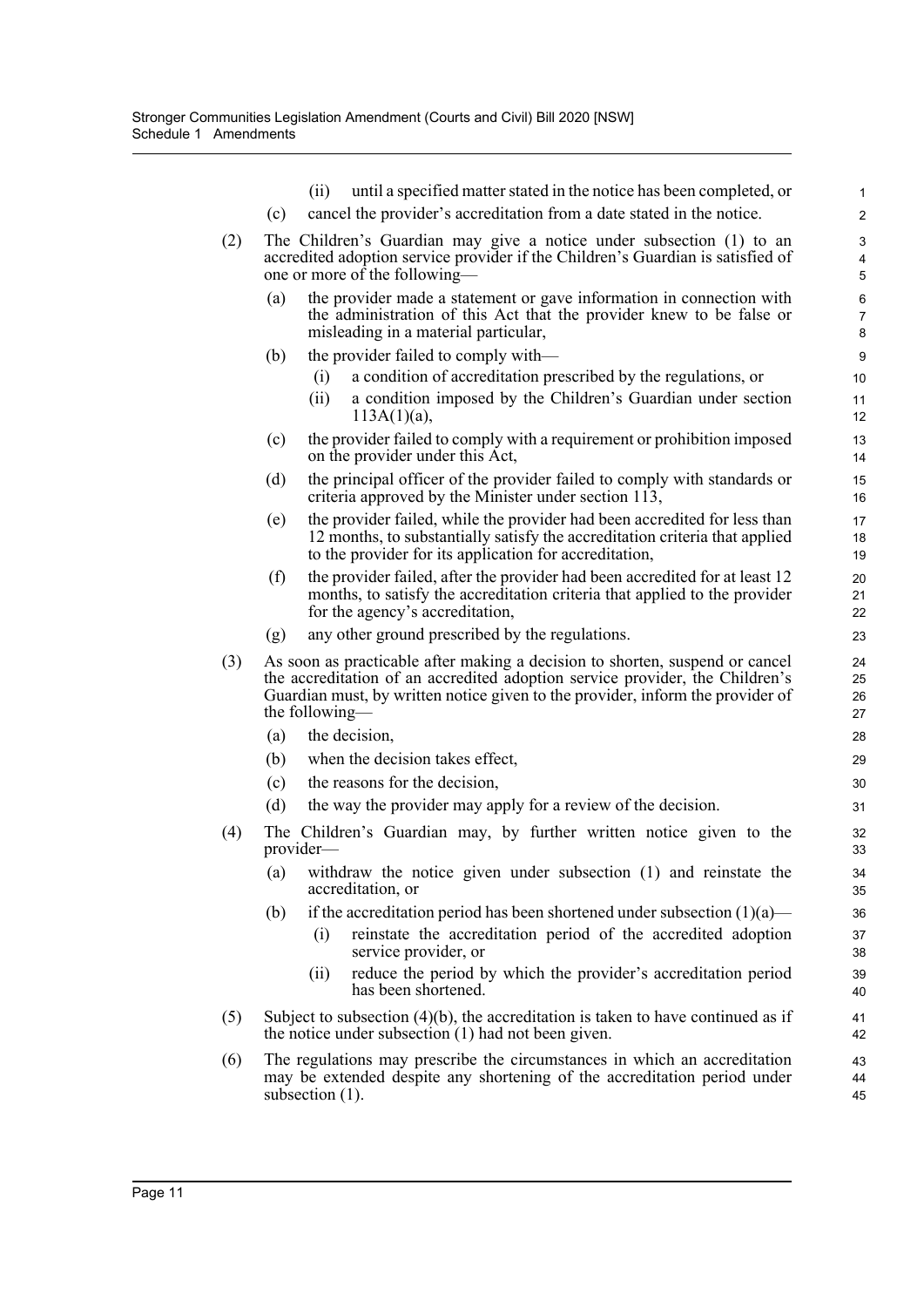(ii) until a specified matter stated in the notice has been completed, or

(c) cancel the provider's accreditation from a date stated in the notice.

(2) The Children's Guardian may give a notice under subsection (1) to an accredited adoption service provider if the Children's Guardian is satisfied of one or more of the following—

(a) the provider made a statement or gave information in connection with the administration of this Act that the provider knew to be false or misleading in a material particular,

(b) the provider failed to comply with—

(i) a condition of accreditation prescribed by the regulations, or

(ii) a condition imposed by the Children's Guardian under section 113A(1)(a),

(c) the provider failed to comply with a requirement or prohibition imposed on the provider under this Act,

(d) the principal officer of the provider failed to comply with standards or criteria approved by the Minister under section 113,

(e) the provider failed, while the provider had been accredited for less than 12 months, to substantially satisfy the accreditation criteria that applied to the provider for its application for accreditation,

(f) the provider failed, after the provider had been accredited for at least 12 months, to satisfy the accreditation criteria that applied to the provider for the agency's accreditation,

(g) any other ground prescribed by the regulations.

(3) As soon as practicable after making a decision to shorten, suspend or cancel the accreditation of an accredited adoption service provider, the Children's Guardian must, by written notice given to the provider, inform the provider of the following—

(a) the decision,

(b) when the decision takes effect,

(c) the reasons for the decision,

(d) the way the provider may apply for a review of the decision.

(4) The Children's Guardian may, by further written notice given to the provider—

(a) withdraw the notice given under subsection (1) and reinstate the accreditation, or

(b) if the accreditation period has been shortened under subsection (1)(a)—

(i) reinstate the accreditation period of the accredited adoption service provider, or

(ii) reduce the period by which the provider's accreditation period has been shortened.

(5) Subject to subsection (4)(b), the accreditation is taken to have continued as if the notice under subsection (1) had not been given.

(6) The regulations may prescribe the circumstances in which an accreditation may be extended despite any shortening of the accreditation period under subsection (1).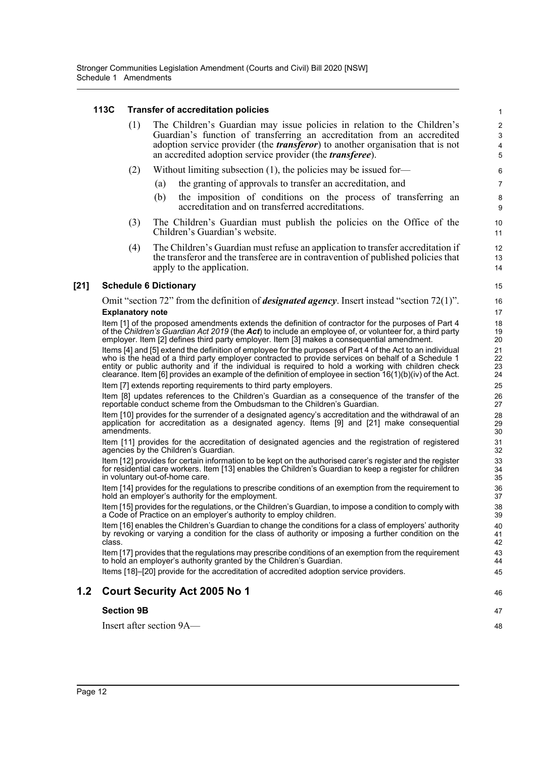**113C Transfer of accreditation policies**

(1) The Children's Guardian may issue policies in relation to the Children's Guardian's function of transferring an accreditation from an accredited adoption service provider (the ***transferor***) to another organisation that is not an accredited adoption service provider (the ***transferee***).

(2) Without limiting subsection (1), the policies may be issued for—

(a) the granting of approvals to transfer an accreditation, and

(b) the imposition of conditions on the process of transferring an accreditation and on transferred accreditations.

(3) The Children's Guardian must publish the policies on the Office of the Children's Guardian's website.

(4) The Children's Guardian must refuse an application to transfer accreditation if the transferor and the transferee are in contravention of published policies that apply to the application.

**[21] Schedule 6 Dictionary**

Omit "section 72" from the definition of ***designated agency***. Insert instead "section 72(1)".

**Explanatory note**

Item [1] of the proposed amendments extends the definition of contractor for the purposes of Part 4 of the *Children's Guardian Act 2019* (the ***Act***) to include an employee of, or volunteer for, a third party employer. Item [2] defines third party employer. Item [3] makes a consequential amendment.

Items [4] and [5] extend the definition of employee for the purposes of Part 4 of the Act to an individual who is the head of a third party employer contracted to provide services on behalf of a Schedule 1 entity or public authority and if the individual is required to hold a working with children check clearance. Item [6] provides an example of the definition of employee in section 16(1)(b)(iv) of the Act.

Item [7] extends reporting requirements to third party employers.

Item [8] updates references to the Children's Guardian as a consequence of the transfer of the reportable conduct scheme from the Ombudsman to the Children's Guardian.

Item [10] provides for the surrender of a designated agency's accreditation and the withdrawal of an application for accreditation as a designated agency. Items [9] and [21] make consequential amendments.

Item [11] provides for the accreditation of designated agencies and the registration of registered agencies by the Children's Guardian.

Item [12] provides for certain information to be kept on the authorised carer's register and the register for residential care workers. Item [13] enables the Children's Guardian to keep a register for children in voluntary out-of-home care.

Item [14] provides for the regulations to prescribe conditions of an exemption from the requirement to hold an employer's authority for the employment.

Item [15] provides for the regulations, or the Children's Guardian, to impose a condition to comply with a Code of Practice on an employer's authority to employ children.

Item [16] enables the Children's Guardian to change the conditions for a class of employers' authority by revoking or varying a condition for the class of authority or imposing a further condition on the class.

Item [17] provides that the regulations may prescribe conditions of an exemption from the requirement to hold an employer's authority granted by the Children's Guardian.

Items [18]–[20] provide for the accreditation of accredited adoption service providers.

## 1.2 Court Security Act 2005 No 1

**Section 9B**

Insert after section 9A—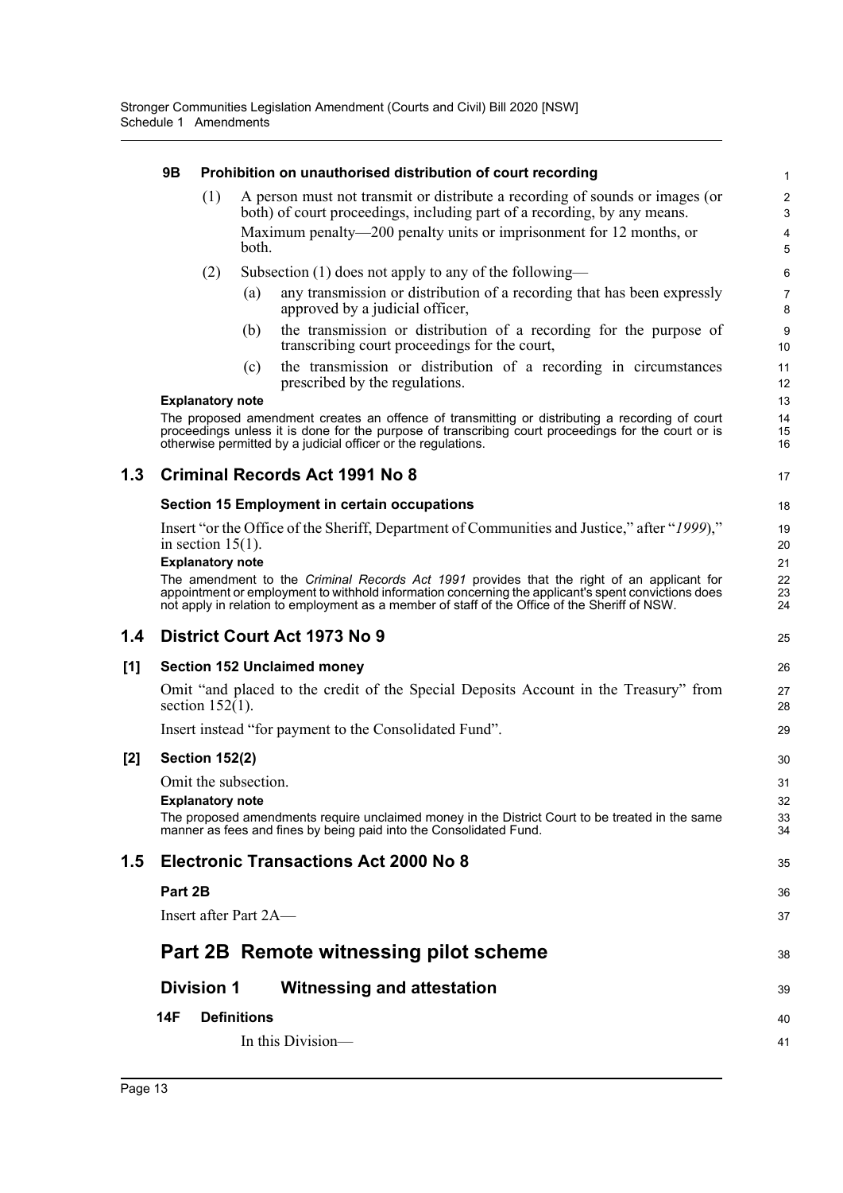#### 9B Prohibition on unauthorised distribution of court recording

(1) A person must not transmit or distribute a recording of sounds or images (or both) of court proceedings, including part of a recording, by any means.

Maximum penalty—200 penalty units or imprisonment for 12 months, or both.

(2) Subsection (1) does not apply to any of the following—

(a) any transmission or distribution of a recording that has been expressly approved by a judicial officer,

(b) the transmission or distribution of a recording for the purpose of transcribing court proceedings for the court,

(c) the transmission or distribution of a recording in circumstances prescribed by the regulations.

**Explanatory note**

The proposed amendment creates an offence of transmitting or distributing a recording of court proceedings unless it is done for the purpose of transcribing court proceedings for the court or is otherwise permitted by a judicial officer or the regulations.

## 1.3 Criminal Records Act 1991 No 8

### Section 15 Employment in certain occupations

Insert "or the Office of the Sheriff, Department of Communities and Justice," after "*1999*)," in section 15(1).

**Explanatory note**

The amendment to the *Criminal Records Act 1991* provides that the right of an applicant for appointment or employment to withhold information concerning the applicant's spent convictions does not apply in relation to employment as a member of staff of the Office of the Sheriff of NSW.

## 1.4 District Court Act 1973 No 9

### [1] Section 152 Unclaimed money

Omit "and placed to the credit of the Special Deposits Account in the Treasury" from section 152(1).

Insert instead "for payment to the Consolidated Fund".

### [2] Section 152(2)

Omit the subsection.

**Explanatory note**

The proposed amendments require unclaimed money in the District Court to be treated in the same manner as fees and fines by being paid into the Consolidated Fund.

## 1.5 Electronic Transactions Act 2000 No 8

### Part 2B

Insert after Part 2A—

## Part 2B Remote witnessing pilot scheme

### Division 1 Witnessing and attestation

#### 14F Definitions

In this Division—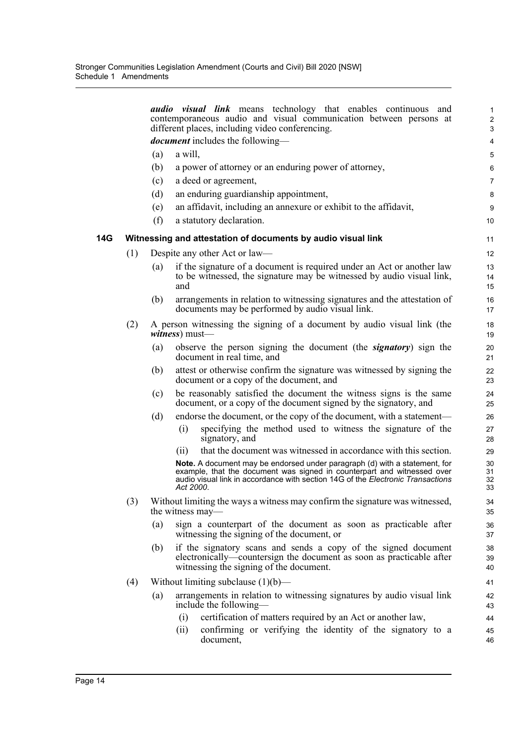***audio visual link*** means technology that enables continuous and contemporaneous audio and visual communication between persons at different places, including video conferencing.

***document*** includes the following—

(a) a will,

(b) a power of attorney or an enduring power of attorney,

(c) a deed or agreement,

(d) an enduring guardianship appointment,

(e) an affidavit, including an annexure or exhibit to the affidavit,

(f) a statutory declaration.

### 14G Witnessing and attestation of documents by audio visual link

(1) Despite any other Act or law—

(a) if the signature of a document is required under an Act or another law to be witnessed, the signature may be witnessed by audio visual link, and

(b) arrangements in relation to witnessing signatures and the attestation of documents may be performed by audio visual link.

(2) A person witnessing the signing of a document by audio visual link (the ***witness***) must—

(a) observe the person signing the document (the ***signatory***) sign the document in real time, and

(b) attest or otherwise confirm the signature was witnessed by signing the document or a copy of the document, and

(c) be reasonably satisfied the document the witness signs is the same document, or a copy of the document signed by the signatory, and

(d) endorse the document, or the copy of the document, with a statement—

(i) specifying the method used to witness the signature of the signatory, and

(ii) that the document was witnessed in accordance with this section.

**Note.** A document may be endorsed under paragraph (d) with a statement, for example, that the document was signed in counterpart and witnessed over audio visual link in accordance with section 14G of the *Electronic Transactions Act 2000*.

(3) Without limiting the ways a witness may confirm the signature was witnessed, the witness may—

(a) sign a counterpart of the document as soon as practicable after witnessing the signing of the document, or

(b) if the signatory scans and sends a copy of the signed document electronically—countersign the document as soon as practicable after witnessing the signing of the document.

(4) Without limiting subclause (1)(b)—

(a) arrangements in relation to witnessing signatures by audio visual link include the following—

(i) certification of matters required by an Act or another law,

(ii) confirming or verifying the identity of the signatory to a document,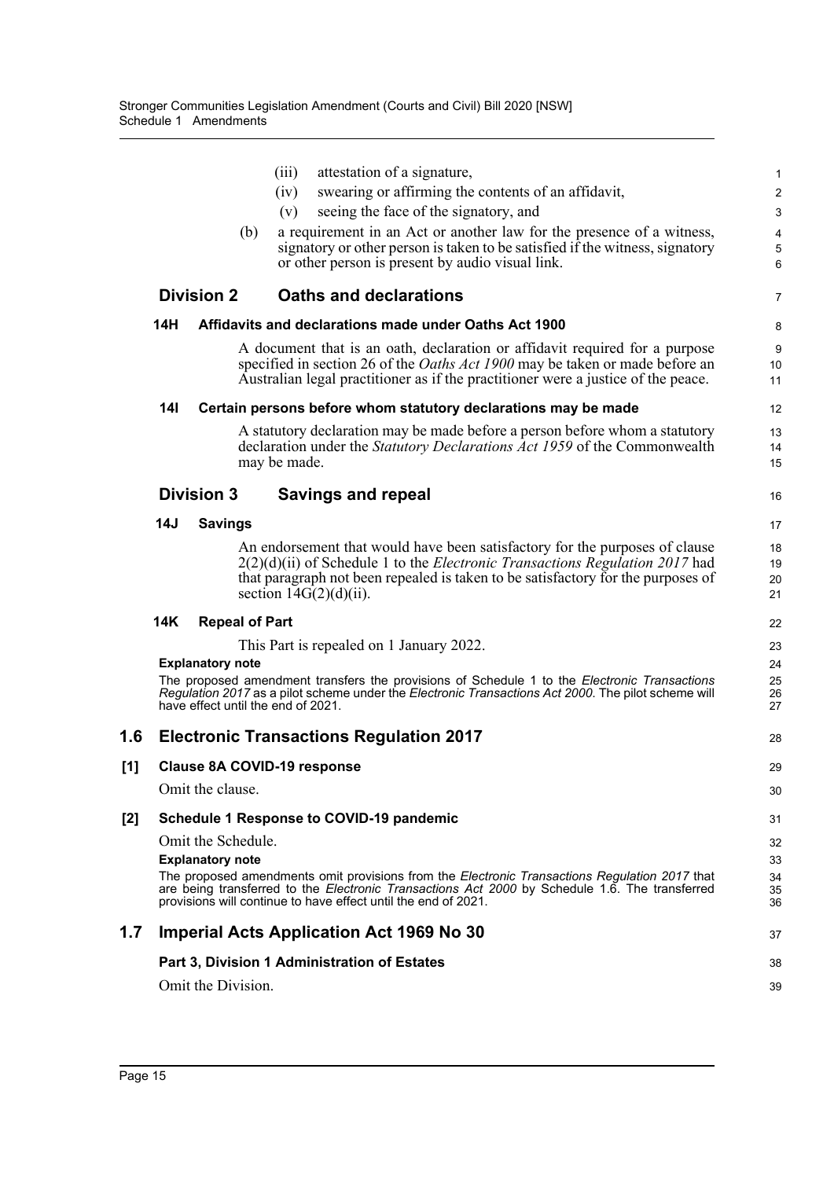(iii) attestation of a signature,

(iv) swearing or affirming the contents of an affidavit,

(v) seeing the face of the signatory, and

(b) a requirement in an Act or another law for the presence of a witness, signatory or other person is taken to be satisfied if the witness, signatory or other person is present by audio visual link.

## Division 2 Oaths and declarations

### 14H Affidavits and declarations made under Oaths Act 1900

A document that is an oath, declaration or affidavit required for a purpose specified in section 26 of the *Oaths Act 1900* may be taken or made before an Australian legal practitioner as if the practitioner were a justice of the peace.

### 14I Certain persons before whom statutory declarations may be made

A statutory declaration may be made before a person before whom a statutory declaration under the *Statutory Declarations Act 1959* of the Commonwealth may be made.

## Division 3 Savings and repeal

### 14J Savings

An endorsement that would have been satisfactory for the purposes of clause 2(2)(d)(ii) of Schedule 1 to the *Electronic Transactions Regulation 2017* had that paragraph not been repealed is taken to be satisfactory for the purposes of section 14G(2)(d)(ii).

### 14K Repeal of Part

This Part is repealed on 1 January 2022.

**Explanatory note**

The proposed amendment transfers the provisions of Schedule 1 to the *Electronic Transactions Regulation 2017* as a pilot scheme under the *Electronic Transactions Act 2000*. The pilot scheme will have effect until the end of 2021.

# 1.6 Electronic Transactions Regulation 2017

### [1] Clause 8A COVID-19 response

Omit the clause.

### [2] Schedule 1 Response to COVID-19 pandemic

Omit the Schedule.

**Explanatory note**

The proposed amendments omit provisions from the *Electronic Transactions Regulation 2017* that are being transferred to the *Electronic Transactions Act 2000* by Schedule 1.6. The transferred provisions will continue to have effect until the end of 2021.

# 1.7 Imperial Acts Application Act 1969 No 30

### Part 3, Division 1 Administration of Estates

Omit the Division.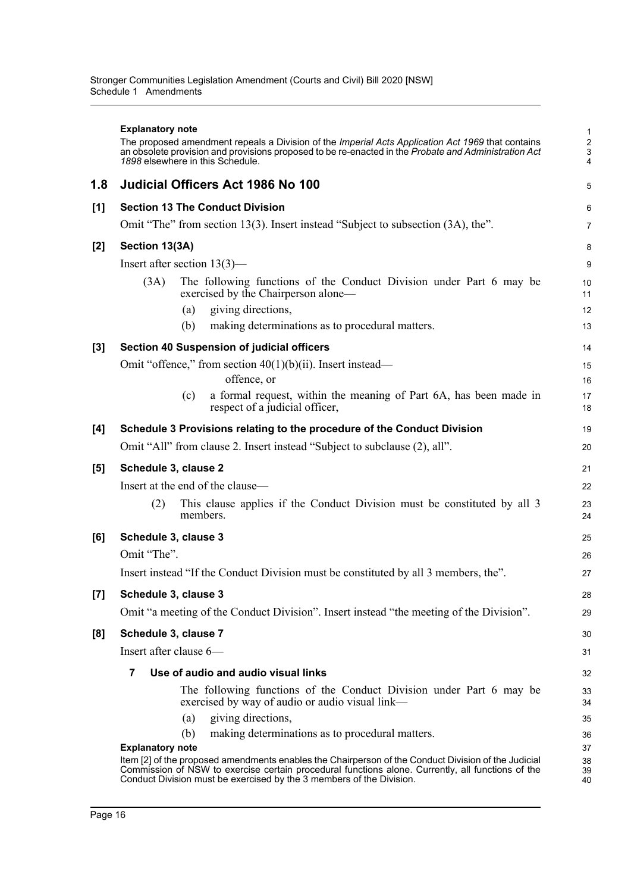**Explanatory note**

The proposed amendment repeals a Division of the *Imperial Acts Application Act 1969* that contains an obsolete provision and provisions proposed to be re-enacted in the *Probate and Administration Act 1898* elsewhere in this Schedule.

## 1.8 Judicial Officers Act 1986 No 100

### [1] Section 13 The Conduct Division

Omit "The" from section 13(3). Insert instead "Subject to subsection (3A), the".

### [2] Section 13(3A)

Insert after section 13(3)—

(3A) The following functions of the Conduct Division under Part 6 may be exercised by the Chairperson alone—

(a) giving directions,

(b) making determinations as to procedural matters.

### [3] Section 40 Suspension of judicial officers

Omit "offence," from section 40(1)(b)(ii). Insert instead—

offence, or

(c) a formal request, within the meaning of Part 6A, has been made in respect of a judicial officer,

### [4] Schedule 3 Provisions relating to the procedure of the Conduct Division

Omit "All" from clause 2. Insert instead "Subject to subclause (2), all".

### [5] Schedule 3, clause 2

Insert at the end of the clause—

(2) This clause applies if the Conduct Division must be constituted by all 3 members.

### [6] Schedule 3, clause 3

Omit "The".

Insert instead "If the Conduct Division must be constituted by all 3 members, the".

### [7] Schedule 3, clause 3

Omit "a meeting of the Conduct Division". Insert instead "the meeting of the Division".

### [8] Schedule 3, clause 7

Insert after clause 6—

**7 Use of audio and audio visual links**

The following functions of the Conduct Division under Part 6 may be exercised by way of audio or audio visual link—

(a) giving directions,

(b) making determinations as to procedural matters.

**Explanatory note**

Item [2] of the proposed amendments enables the Chairperson of the Conduct Division of the Judicial Commission of NSW to exercise certain procedural functions alone. Currently, all functions of the Conduct Division must be exercised by the 3 members of the Division.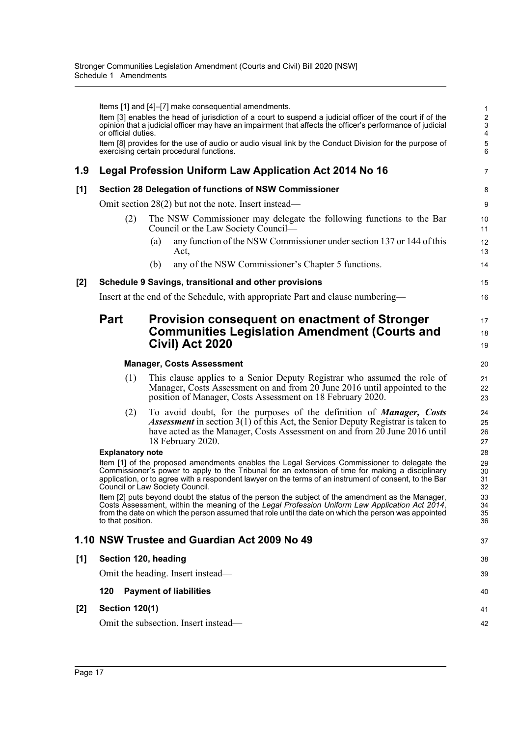Items [1] and [4]–[7] make consequential amendments.

Item [3] enables the head of jurisdiction of a court to suspend a judicial officer of the court if of the opinion that a judicial officer may have an impairment that affects the officer's performance of judicial or official duties.

Item [8] provides for the use of audio or audio visual link by the Conduct Division for the purpose of exercising certain procedural functions.

## 1.9 Legal Profession Uniform Law Application Act 2014 No 16

### [1] Section 28 Delegation of functions of NSW Commissioner

Omit section 28(2) but not the note. Insert instead—

(2) The NSW Commissioner may delegate the following functions to the Bar Council or the Law Society Council—

(a) any function of the NSW Commissioner under section 137 or 144 of this Act,

(b) any of the NSW Commissioner's Chapter 5 functions.

### [2] Schedule 9 Savings, transitional and other provisions

Insert at the end of the Schedule, with appropriate Part and clause numbering—

## Part Provision consequent on enactment of Stronger Communities Legislation Amendment (Courts and Civil) Act 2020

**Manager, Costs Assessment**

(1) This clause applies to a Senior Deputy Registrar who assumed the role of Manager, Costs Assessment on and from 20 June 2016 until appointed to the position of Manager, Costs Assessment on 18 February 2020.

(2) To avoid doubt, for the purposes of the definition of ***Manager, Costs Assessment*** in section 3(1) of this Act, the Senior Deputy Registrar is taken to have acted as the Manager, Costs Assessment on and from 20 June 2016 until 18 February 2020.

**Explanatory note**

Item [1] of the proposed amendments enables the Legal Services Commissioner to delegate the Commissioner's power to apply to the Tribunal for an extension of time for making a disciplinary application, or to agree with a respondent lawyer on the terms of an instrument of consent, to the Bar Council or Law Society Council.

Item [2] puts beyond doubt the status of the person the subject of the amendment as the Manager, Costs Assessment, within the meaning of the *Legal Profession Uniform Law Application Act 2014*, from the date on which the person assumed that role until the date on which the person was appointed to that position.

## 1.10 NSW Trustee and Guardian Act 2009 No 49

### [1] Section 120, heading

Omit the heading. Insert instead—

**120 Payment of liabilities**

### [2] Section 120(1)

Omit the subsection. Insert instead—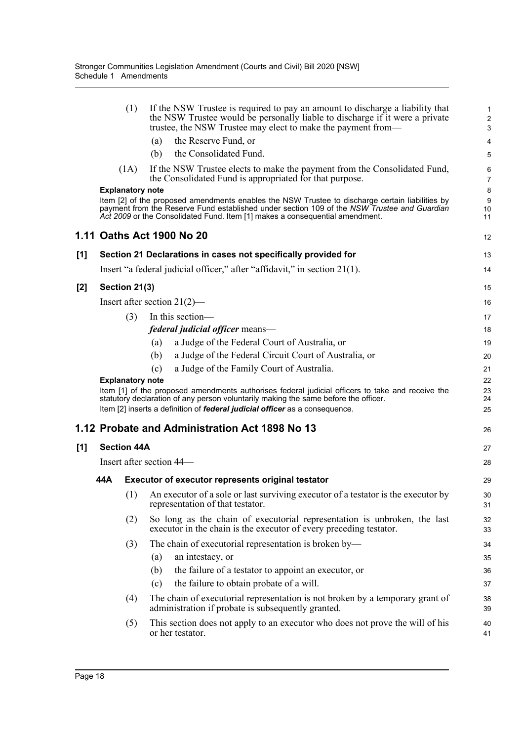(1) If the NSW Trustee is required to pay an amount to discharge a liability that the NSW Trustee would be personally liable to discharge if it were a private trustee, the NSW Trustee may elect to make the payment from—

(a) the Reserve Fund, or

(b) the Consolidated Fund.

(1A) If the NSW Trustee elects to make the payment from the Consolidated Fund, the Consolidated Fund is appropriated for that purpose.

**Explanatory note**

Item [2] of the proposed amendments enables the NSW Trustee to discharge certain liabilities by payment from the Reserve Fund established under section 109 of the *NSW Trustee and Guardian Act 2009* or the Consolidated Fund. Item [1] makes a consequential amendment.

## 1.11 Oaths Act 1900 No 20

### [1] Section 21 Declarations in cases not specifically provided for

Insert "a federal judicial officer," after "affidavit," in section 21(1).

### [2] Section 21(3)

Insert after section 21(2)—

(3) In this section—

***federal judicial officer*** means—

(a) a Judge of the Federal Court of Australia, or

(b) a Judge of the Federal Circuit Court of Australia, or

(c) a Judge of the Family Court of Australia.

**Explanatory note**

Item [1] of the proposed amendments authorises federal judicial officers to take and receive the statutory declaration of any person voluntarily making the same before the officer.

Item [2] inserts a definition of ***federal judicial officer*** as a consequence.

## 1.12 Probate and Administration Act 1898 No 13

### [1] Section 44A

Insert after section 44—

#### 44A Executor of executor represents original testator

(1) An executor of a sole or last surviving executor of a testator is the executor by representation of that testator.

(2) So long as the chain of executorial representation is unbroken, the last executor in the chain is the executor of every preceding testator.

(3) The chain of executorial representation is broken by—

(a) an intestacy, or

(b) the failure of a testator to appoint an executor, or

(c) the failure to obtain probate of a will.

(4) The chain of executorial representation is not broken by a temporary grant of administration if probate is subsequently granted.

(5) This section does not apply to an executor who does not prove the will of his or her testator.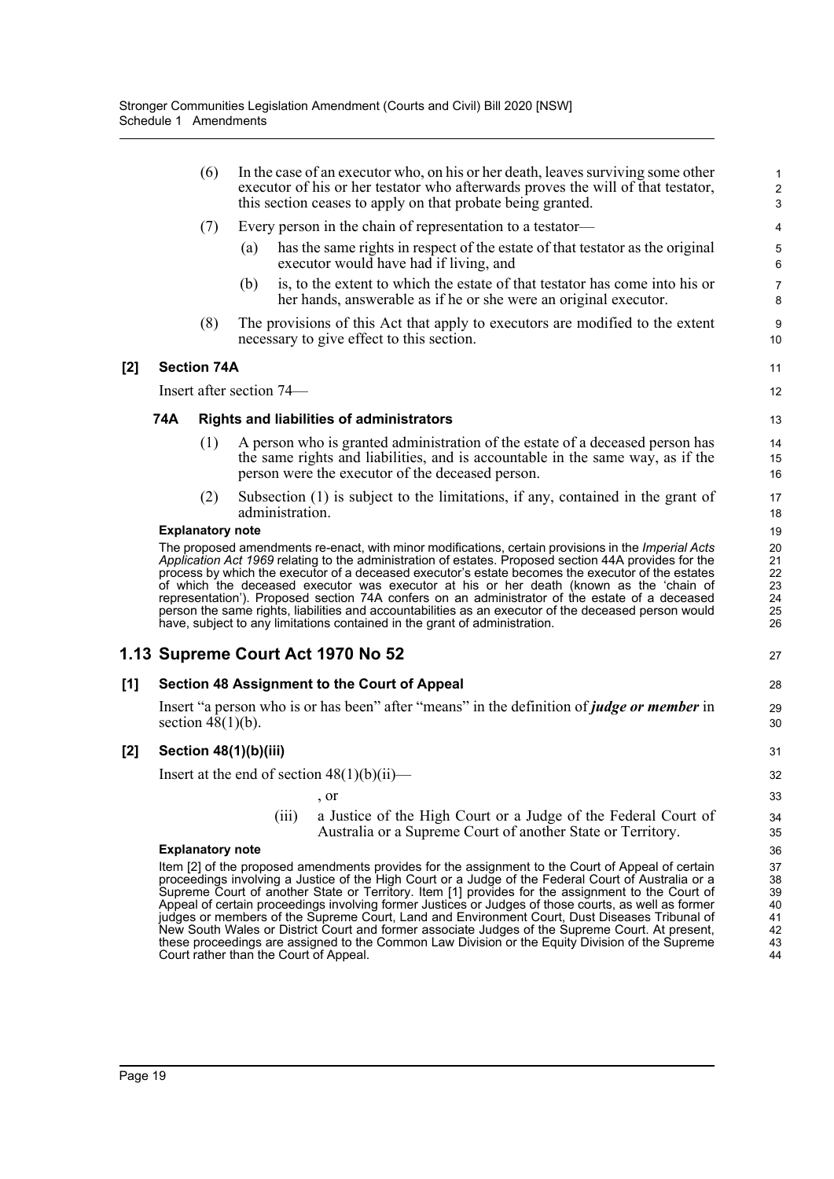(6) In the case of an executor who, on his or her death, leaves surviving some other executor of his or her testator who afterwards proves the will of that testator, this section ceases to apply on that probate being granted.

(7) Every person in the chain of representation to a testator—

(a) has the same rights in respect of the estate of that testator as the original executor would have had if living, and

(b) is, to the extent to which the estate of that testator has come into his or her hands, answerable as if he or she were an original executor.

(8) The provisions of this Act that apply to executors are modified to the extent necessary to give effect to this section.

### [2] Section 74A

Insert after section 74—

#### 74A Rights and liabilities of administrators

(1) A person who is granted administration of the estate of a deceased person has the same rights and liabilities, and is accountable in the same way, as if the person were the executor of the deceased person.

(2) Subsection (1) is subject to the limitations, if any, contained in the grant of administration.

**Explanatory note**

The proposed amendments re-enact, with minor modifications, certain provisions in the *Imperial Acts Application Act 1969* relating to the administration of estates. Proposed section 44A provides for the process by which the executor of a deceased executor's estate becomes the executor of the estates of which the deceased executor was executor at his or her death (known as the 'chain of representation'). Proposed section 74A confers on an administrator of the estate of a deceased person the same rights, liabilities and accountabilities as an executor of the deceased person would have, subject to any limitations contained in the grant of administration.

## 1.13 Supreme Court Act 1970 No 52

### [1] Section 48 Assignment to the Court of Appeal

Insert "a person who is or has been" after "means" in the definition of ***judge or member*** in section 48(1)(b).

### [2] Section 48(1)(b)(iii)

Insert at the end of section 48(1)(b)(ii)—

, or

(iii) a Justice of the High Court or a Judge of the Federal Court of Australia or a Supreme Court of another State or Territory.

**Explanatory note**

Item [2] of the proposed amendments provides for the assignment to the Court of Appeal of certain proceedings involving a Justice of the High Court or a Judge of the Federal Court of Australia or a Supreme Court of another State or Territory. Item [1] provides for the assignment to the Court of Appeal of certain proceedings involving former Justices or Judges of those courts, as well as former judges or members of the Supreme Court, Land and Environment Court, Dust Diseases Tribunal of New South Wales or District Court and former associate Judges of the Supreme Court. At present, these proceedings are assigned to the Common Law Division or the Equity Division of the Supreme Court rather than the Court of Appeal.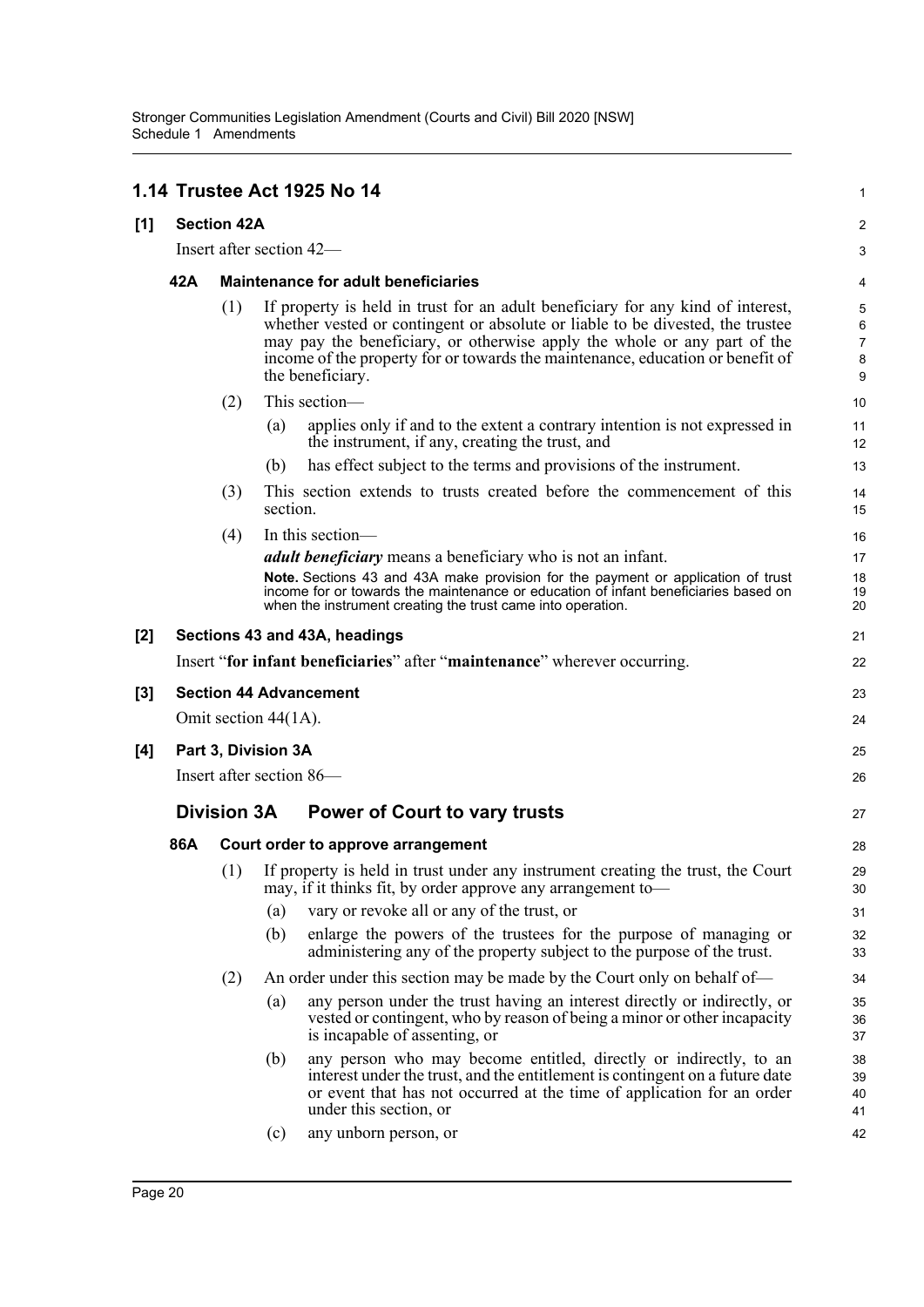## 1.14 Trustee Act 1925 No 14

### [1] Section 42A

Insert after section 42—

#### 42A Maintenance for adult beneficiaries

(1) If property is held in trust for an adult beneficiary for any kind of interest, whether vested or contingent or absolute or liable to be divested, the trustee may pay the beneficiary, or otherwise apply the whole or any part of the income of the property for or towards the maintenance, education or benefit of the beneficiary.

(2) This section—

(a) applies only if and to the extent a contrary intention is not expressed in the instrument, if any, creating the trust, and

(b) has effect subject to the terms and provisions of the instrument.

(3) This section extends to trusts created before the commencement of this section.

(4) In this section—

***adult beneficiary*** means a beneficiary who is not an infant.

**Note.** Sections 43 and 43A make provision for the payment or application of trust income for or towards the maintenance or education of infant beneficiaries based on when the instrument creating the trust came into operation.

### [2] Sections 43 and 43A, headings

Insert "**for infant beneficiaries**" after "**maintenance**" wherever occurring.

### [3] Section 44 Advancement

Omit section 44(1A).

### [4] Part 3, Division 3A

Insert after section 86—

## Division 3A Power of Court to vary trusts

#### 86A Court order to approve arrangement

(1) If property is held in trust under any instrument creating the trust, the Court may, if it thinks fit, by order approve any arrangement to—

(a) vary or revoke all or any of the trust, or

(b) enlarge the powers of the trustees for the purpose of managing or administering any of the property subject to the purpose of the trust.

(2) An order under this section may be made by the Court only on behalf of—

(a) any person under the trust having an interest directly or indirectly, or vested or contingent, who by reason of being a minor or other incapacity is incapable of assenting, or

(b) any person who may become entitled, directly or indirectly, to an interest under the trust, and the entitlement is contingent on a future date or event that has not occurred at the time of application for an order under this section, or

(c) any unborn person, or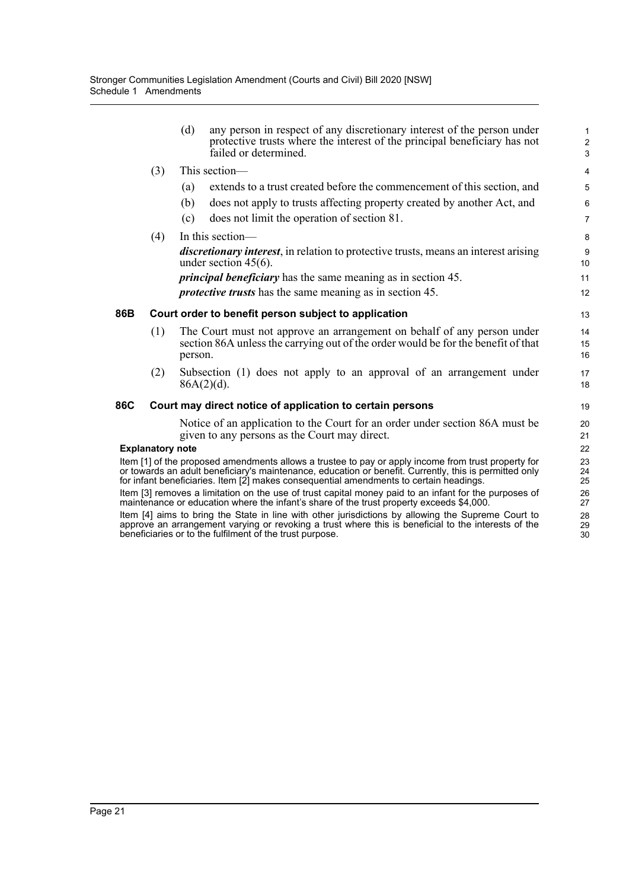(d) any person in respect of any discretionary interest of the person under protective trusts where the interest of the principal beneficiary has not failed or determined.

(3) This section—

(a) extends to a trust created before the commencement of this section, and

(b) does not apply to trusts affecting property created by another Act, and

(c) does not limit the operation of section 81.

(4) In this section—

***discretionary interest***, in relation to protective trusts, means an interest arising under section 45(6).

***principal beneficiary*** has the same meaning as in section 45.

***protective trusts*** has the same meaning as in section 45.

**86B Court order to benefit person subject to application**

(1) The Court must not approve an arrangement on behalf of any person under section 86A unless the carrying out of the order would be for the benefit of that person.

(2) Subsection (1) does not apply to an approval of an arrangement under 86A(2)(d).

**86C Court may direct notice of application to certain persons**

Notice of an application to the Court for an order under section 86A must be given to any persons as the Court may direct.

**Explanatory note**

Item [1] of the proposed amendments allows a trustee to pay or apply income from trust property for or towards an adult beneficiary's maintenance, education or benefit. Currently, this is permitted only for infant beneficiaries. Item [2] makes consequential amendments to certain headings.

Item [3] removes a limitation on the use of trust capital money paid to an infant for the purposes of maintenance or education where the infant's share of the trust property exceeds $4,000.

Item [4] aims to bring the State in line with other jurisdictions by allowing the Supreme Court to approve an arrangement varying or revoking a trust where this is beneficial to the interests of the beneficiaries or to the fulfilment of the trust purpose.